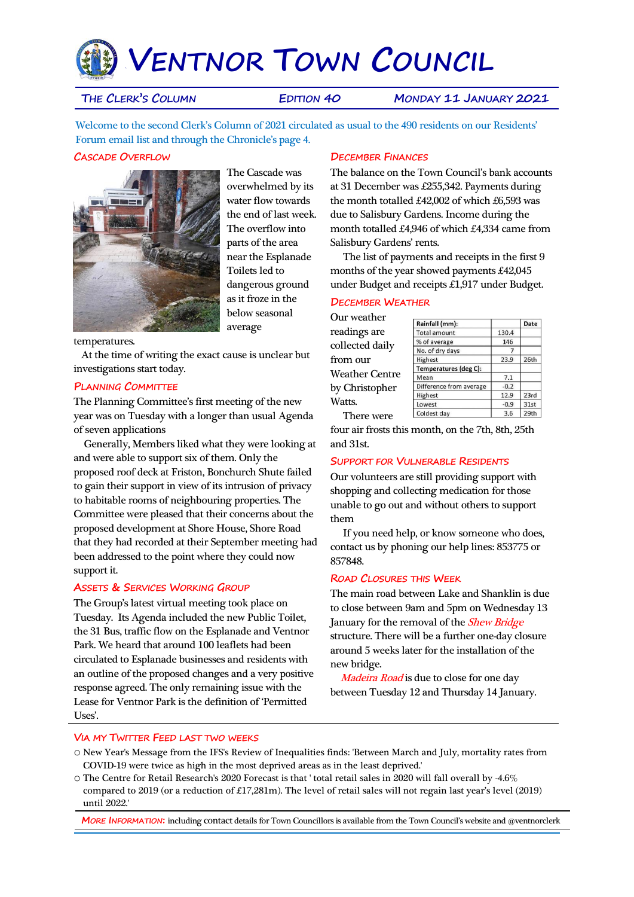# Ventnor Town Council

**The Clerk's Column** — **Edition 40** — **Monday 11 January 2021**

Welcome to the second Clerk's Column of 2021 circulated as usual to the 490 residents on our Residents' Forum email list and through the Chronicle's page 4.

## Cascade Overflow

The Cascade was overwhelmed by its water flow towards the end of last week. The overflow into parts of the area near the Esplanade Toilets led to dangerous ground as it froze in the below seasonal average temperatures.

At the time of writing the exact cause is unclear but investigations start today.

## Planning Committee

The Planning Committee's first meeting of the new year was on Tuesday with a longer than usual Agenda of seven applications

Generally, Members liked what they were looking at and were able to support six of them. Only the proposed roof deck at Friston, Bonchurch Shute failed to gain their support in view of its intrusion of privacy to habitable rooms of neighbouring properties. The Committee were pleased that their concerns about the proposed development at Shore House, Shore Road that they had recorded at their September meeting had been addressed to the point where they could now support it.

## Assets & Services Working Group

The Group's latest virtual meeting took place on Tuesday. Its Agenda included the new Public Toilet, the 31 Bus, traffic flow on the Esplanade and Ventnor Park. We heard that around 100 leaflets had been circulated to Esplanade businesses and residents with an outline of the proposed changes and a very positive response agreed. The only remaining issue with the Lease for Ventnor Park is the definition of 'Permitted Uses'.

## December Finances

The balance on the Town Council's bank accounts at 31 December was £255,342. Payments during the month totalled £42,002 of which £6,593 was due to Salisbury Gardens. Income during the month totalled £4,946 of which £4,334 came from Salisbury Gardens' rents.

The list of payments and receipts in the first 9 months of the year showed payments £42,045 under Budget and receipts £1,917 under Budget.

## December Weather

Our weather readings are collected daily from our Weather Centre by Christopher Watts.

| Rainfall (mm): | | Date |
|---|---|---|
| Total amount | 130.4 | |
| % of average | 146 | |
| No. of dry days | 7 | |
| Highest | 23.9 | 26th |
| **Temperatures (deg C):** | | |
| Mean | 7.1 | |
| Difference from average | -0.2 | |
| Highest | 12.9 | 23rd |
| Lowest | -0.9 | 31st |
| Coldest day | 3.6 | 29th |

There were four air frosts this month, on the 7th, 8th, 25th and 31st.

## Support for Vulnerable Residents

Our volunteers are still providing support with shopping and collecting medication for those unable to go out and without others to support them

If you need help, or know someone who does, contact us by phoning our help lines: 853775 or 857848.

## Road Closures this Week

The main road between Lake and Shanklin is due to close between 9am and 5pm on Wednesday 13 January for the removal of the *Shew Bridge* structure. There will be a further one-day closure around 5 weeks later for the installation of the new bridge.

*Madeira Road* is due to close for one day between Tuesday 12 and Thursday 14 January.

## Via my Twitter Feed last two weeks

- New Year's Message from the IFS's Review of Inequalities finds: 'Between March and July, mortality rates from COVID-19 were twice as high in the most deprived areas as in the least deprived.'
- The Centre for Retail Research's 2020 Forecast is that ' total retail sales in 2020 will fall overall by -4.6% compared to 2019 (or a reduction of £17,281m). The level of retail sales will not regain last year's level (2019) until 2022.'

**More Information:** including contact details for Town Councillors is available from the Town Council's website and @ventnorclerk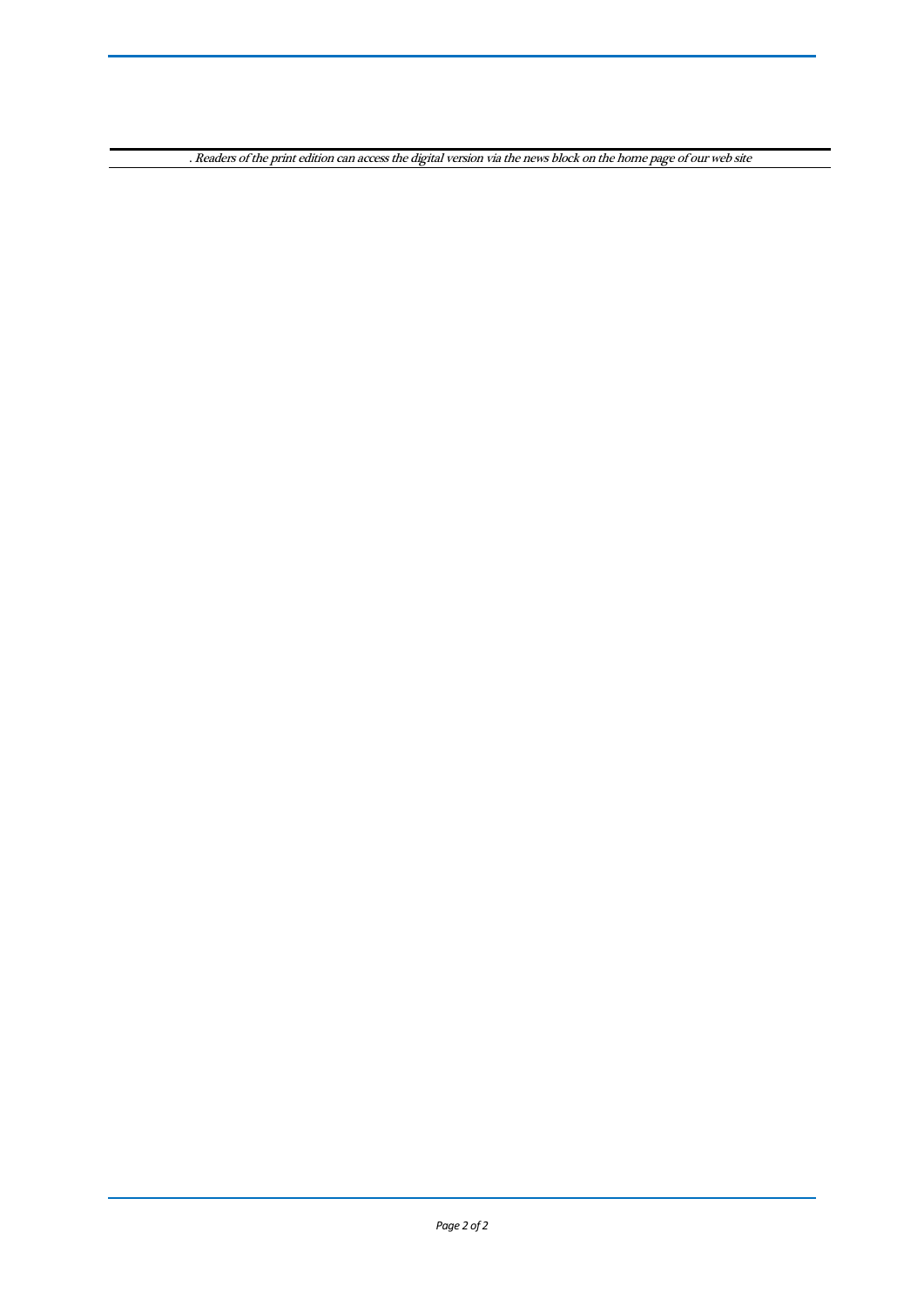*. Readers of the print edition can access the digital version via the news block on the home page of our web site*